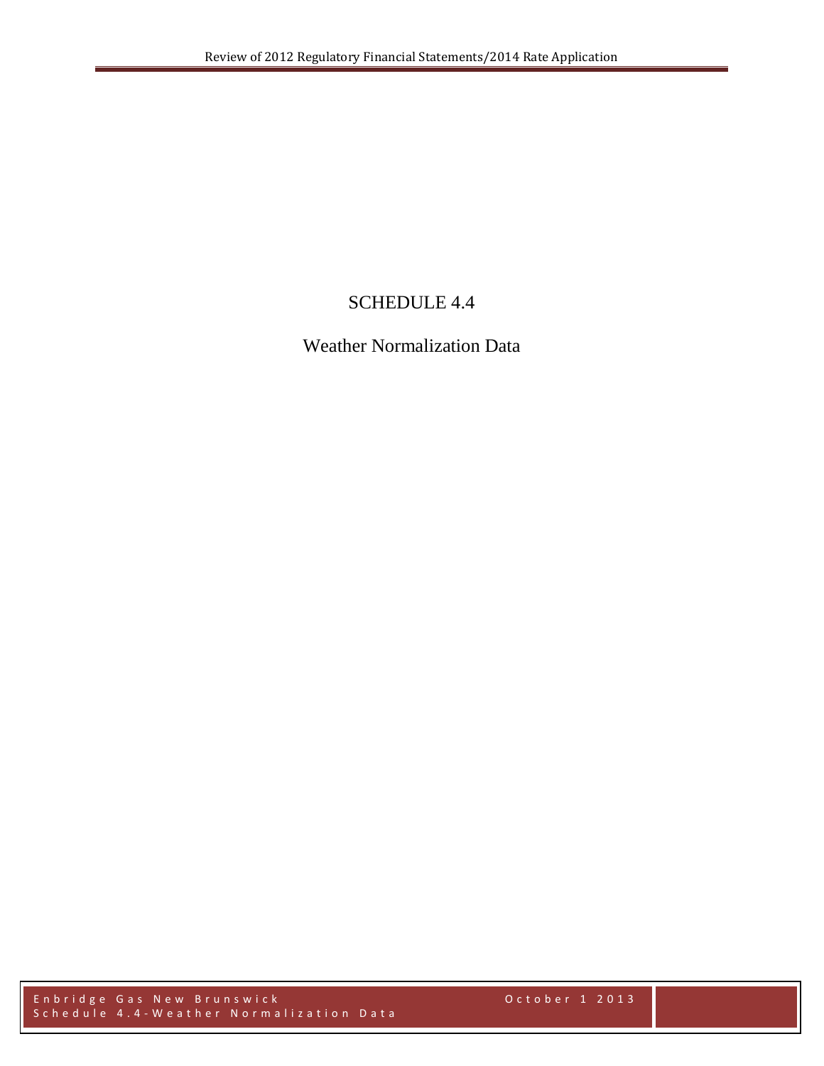# SCHEDULE 4.4

## Weather Normalization Data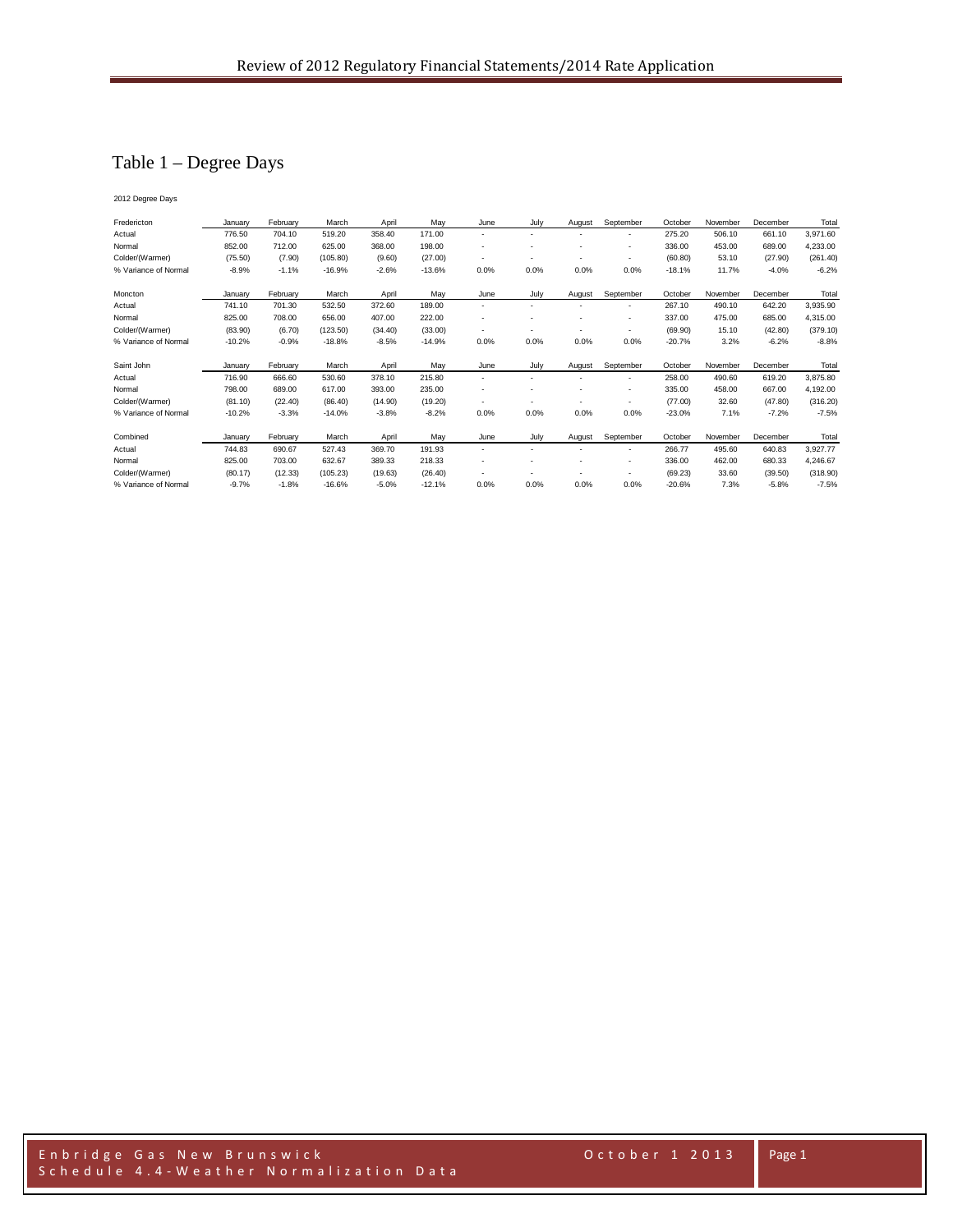# Table 1 – Degree Days

2012 Degree Days

| Fredericton | January | February | March | April | May | June | July | August | September | October | November | December | Total |
|---|---|---|---|---|---|---|---|---|---|---|---|---|---|
| Actual | 776.50 | 704.10 | 519.20 | 358.40 | 171.00 | - | - | - | - | 275.20 | 506.10 | 661.10 | 3,971.60 |
| Normal | 852.00 | 712.00 | 625.00 | 368.00 | 198.00 | - | - | - | - | 336.00 | 453.00 | 689.00 | 4,233.00 |
| Colder/(Warmer) | (75.50) | (7.90) | (105.80) | (9.60) | (27.00) | - | - | - | - | (60.80) | 53.10 | (27.90) | (261.40) |
| % Variance of Normal | -8.9% | -1.1% | -16.9% | -2.6% | -13.6% | 0.0% | 0.0% | 0.0% | 0.0% | -18.1% | 11.7% | -4.0% | -6.2% |

| Moncton | January | February | March | April | May | June | July | August | September | October | November | December | Total |
|---|---|---|---|---|---|---|---|---|---|---|---|---|---|
| Actual | 741.10 | 701.30 | 532.50 | 372.60 | 189.00 | - | - | - | - | 267.10 | 490.10 | 642.20 | 3,935.90 |
| Normal | 825.00 | 708.00 | 656.00 | 407.00 | 222.00 | - | - | - | - | 337.00 | 475.00 | 685.00 | 4,315.00 |
| Colder/(Warmer) | (83.90) | (6.70) | (123.50) | (34.40) | (33.00) | - | - | - | - | (69.90) | 15.10 | (42.80) | (379.10) |
| % Variance of Normal | -10.2% | -0.9% | -18.8% | -8.5% | -14.9% | 0.0% | 0.0% | 0.0% | 0.0% | -20.7% | 3.2% | -6.2% | -8.8% |

| Saint John | January | February | March | April | May | June | July | August | September | October | November | December | Total |
|---|---|---|---|---|---|---|---|---|---|---|---|---|---|
| Actual | 716.90 | 666.60 | 530.60 | 378.10 | 215.80 | - | - | - | - | 258.00 | 490.60 | 619.20 | 3,875.80 |
| Normal | 798.00 | 689.00 | 617.00 | 393.00 | 235.00 | - | - | - | - | 335.00 | 458.00 | 667.00 | 4,192.00 |
| Colder/(Warmer) | (81.10) | (22.40) | (86.40) | (14.90) | (19.20) | - | - | - | - | (77.00) | 32.60 | (47.80) | (316.20) |
| % Variance of Normal | -10.2% | -3.3% | -14.0% | -3.8% | -8.2% | 0.0% | 0.0% | 0.0% | 0.0% | -23.0% | 7.1% | -7.2% | -7.5% |

| Combined | January | February | March | April | May | June | July | August | September | October | November | December | Total |
|---|---|---|---|---|---|---|---|---|---|---|---|---|---|
| Actual | 744.83 | 690.67 | 527.43 | 369.70 | 191.93 | - | - | - | - | 266.77 | 495.60 | 640.83 | 3,927.77 |
| Normal | 825.00 | 703.00 | 632.67 | 389.33 | 218.33 | - | - | - | - | 336.00 | 462.00 | 680.33 | 4,246.67 |
| Colder/(Warmer) | (80.17) | (12.33) | (105.23) | (19.63) | (26.40) | - | - | - | - | (69.23) | 33.60 | (39.50) | (318.90) |
| % Variance of Normal | -9.7% | -1.8% | -16.6% | -5.0% | -12.1% | 0.0% | 0.0% | 0.0% | 0.0% | -20.6% | 7.3% | -5.8% | -7.5% |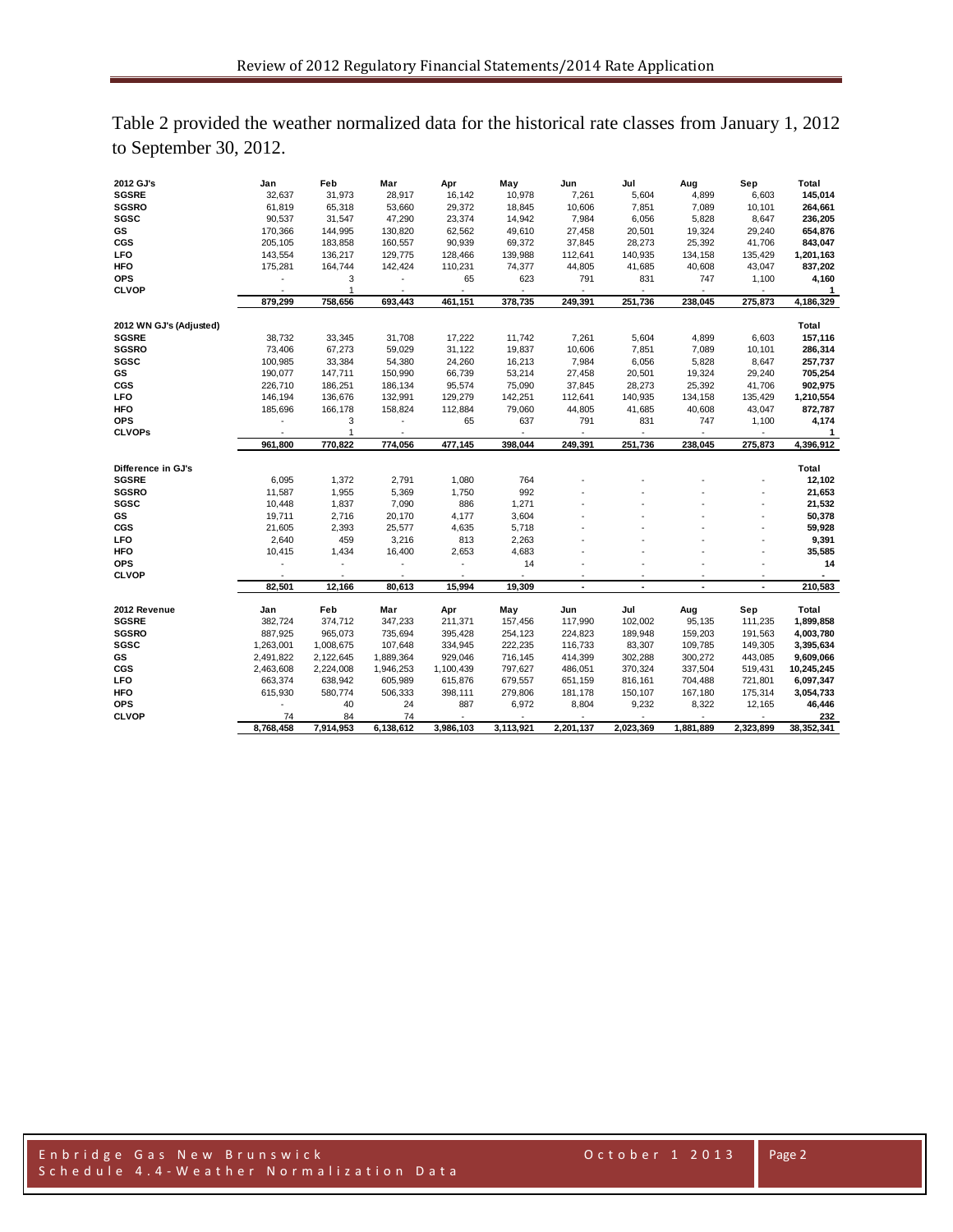Table 2 provided the weather normalized data for the historical rate classes from January 1, 2012 to September 30, 2012.

| **2012 GJ's** | **Jan** | **Feb** | **Mar** | **Apr** | **May** | **Jun** | **Jul** | **Aug** | **Sep** | **Total** |
|---|---|---|---|---|---|---|---|---|---|---|
| **SGSRE** | 32,637 | 31,973 | 28,917 | 16,142 | 10,978 | 7,261 | 5,604 | 4,899 | 6,603 | **145,014** |
| **SGSRO** | 61,819 | 65,318 | 53,660 | 29,372 | 18,845 | 10,606 | 7,851 | 7,089 | 10,101 | **264,661** |
| **SGSC** | 90,537 | 31,547 | 47,290 | 23,374 | 14,942 | 7,984 | 6,056 | 5,828 | 8,647 | **236,205** |
| **GS** | 170,366 | 144,995 | 130,820 | 62,562 | 49,610 | 27,458 | 20,501 | 19,324 | 29,240 | **654,876** |
| **CGS** | 205,105 | 183,858 | 160,557 | 90,939 | 69,372 | 37,845 | 28,273 | 25,392 | 41,706 | **843,047** |
| **LFO** | 143,554 | 136,217 | 129,775 | 128,466 | 139,988 | 112,641 | 140,935 | 134,158 | 135,429 | **1,201,163** |
| **HFO** | 175,281 | 164,744 | 142,424 | 110,231 | 74,377 | 44,805 | 41,685 | 40,608 | 43,047 | **837,202** |
| **OPS** | - | 3 | - | 65 | 623 | 791 | 831 | 747 | 1,100 | **4,160** |
| **CLVOP** | - | 1 | - | - | - | - | - | - | - | **1** |
| | **879,299** | **758,656** | **693,443** | **461,151** | **378,735** | **249,391** | **251,736** | **238,045** | **275,873** | **4,186,329** |
| | | | | | | | | | | |
| **2012 WN GJ's (Adjusted)** | | | | | | | | | | **Total** |
| **SGSRE** | 38,732 | 33,345 | 31,708 | 17,222 | 11,742 | 7,261 | 5,604 | 4,899 | 6,603 | **157,116** |
| **SGSRO** | 73,406 | 67,273 | 59,029 | 31,122 | 19,837 | 10,606 | 7,851 | 7,089 | 10,101 | **286,314** |
| **SGSC** | 100,985 | 33,384 | 54,380 | 24,260 | 16,213 | 7,984 | 6,056 | 5,828 | 8,647 | **257,737** |
| **GS** | 190,077 | 147,711 | 150,990 | 66,739 | 53,214 | 27,458 | 20,501 | 19,324 | 29,240 | **705,254** |
| **CGS** | 226,710 | 186,251 | 186,134 | 95,574 | 75,090 | 37,845 | 28,273 | 25,392 | 41,706 | **902,975** |
| **LFO** | 146,194 | 136,676 | 132,991 | 129,279 | 142,251 | 112,641 | 140,935 | 134,158 | 135,429 | **1,210,554** |
| **HFO** | 185,696 | 166,178 | 158,824 | 112,884 | 79,060 | 44,805 | 41,685 | 40,608 | 43,047 | **872,787** |
| **OPS** | - | 3 | - | 65 | 637 | 791 | 831 | 747 | 1,100 | **4,174** |
| **CLVOPs** | - | 1 | - | - | - | - | - | - | - | **1** |
| | **961,800** | **770,822** | **774,056** | **477,145** | **398,044** | **249,391** | **251,736** | **238,045** | **275,873** | **4,396,912** |
| | | | | | | | | | | |
| **Difference in GJ's** | | | | | | | | | | **Total** |
| **SGSRE** | 6,095 | 1,372 | 2,791 | 1,080 | 764 | - | - | - | - | **12,102** |
| **SGSRO** | 11,587 | 1,955 | 5,369 | 1,750 | 992 | - | - | - | - | **21,653** |
| **SGSC** | 10,448 | 1,837 | 7,090 | 886 | 1,271 | - | - | - | - | **21,532** |
| **GS** | 19,711 | 2,716 | 20,170 | 4,177 | 3,604 | - | - | - | - | **50,378** |
| **CGS** | 21,605 | 2,393 | 25,577 | 4,635 | 5,718 | - | - | - | - | **59,928** |
| **LFO** | 2,640 | 459 | 3,216 | 813 | 2,263 | - | - | - | - | **9,391** |
| **HFO** | 10,415 | 1,434 | 16,400 | 2,653 | 4,683 | - | - | - | - | **35,585** |
| **OPS** | - | - | - | - | 14 | - | - | - | - | **14** |
| **CLVOP** | - | - | - | - | - | - | - | - | - | **-** |
| | **82,501** | **12,166** | **80,613** | **15,994** | **19,309** | **-** | **-** | **-** | **-** | **210,583** |
| | | | | | | | | | | |
| **2012 Revenue** | **Jan** | **Feb** | **Mar** | **Apr** | **May** | **Jun** | **Jul** | **Aug** | **Sep** | **Total** |
| **SGSRE** | 382,724 | 374,712 | 347,233 | 211,371 | 157,456 | 117,990 | 102,002 | 95,135 | 111,235 | **1,899,858** |
| **SGSRO** | 887,925 | 965,073 | 735,694 | 395,428 | 254,123 | 224,823 | 189,948 | 159,203 | 191,563 | **4,003,780** |
| **SGSC** | 1,263,001 | 1,008,675 | 107,648 | 334,945 | 222,235 | 116,733 | 83,307 | 109,785 | 149,305 | **3,395,634** |
| **GS** | 2,491,822 | 2,122,645 | 1,889,364 | 929,046 | 716,145 | 414,399 | 302,288 | 300,272 | 443,085 | **9,609,066** |
| **CGS** | 2,463,608 | 2,224,008 | 1,946,253 | 1,100,439 | 797,627 | 486,051 | 370,324 | 337,504 | 519,431 | **10,245,245** |
| **LFO** | 663,374 | 638,942 | 605,989 | 615,876 | 679,557 | 651,159 | 816,161 | 704,488 | 721,801 | **6,097,347** |
| **HFO** | 615,930 | 580,774 | 506,333 | 398,111 | 279,806 | 181,178 | 150,107 | 167,180 | 175,314 | **3,054,733** |
| **OPS** | - | 40 | 24 | 887 | 6,972 | 8,804 | 9,232 | 8,322 | 12,165 | **46,446** |
| **CLVOP** | 74 | 84 | 74 | - | - | - | - | - | - | **232** |
| | **8,768,458** | **7,914,953** | **6,138,612** | **3,986,103** | **3,113,921** | **2,201,137** | **2,023,369** | **1,881,889** | **2,323,899** | **38,352,341** |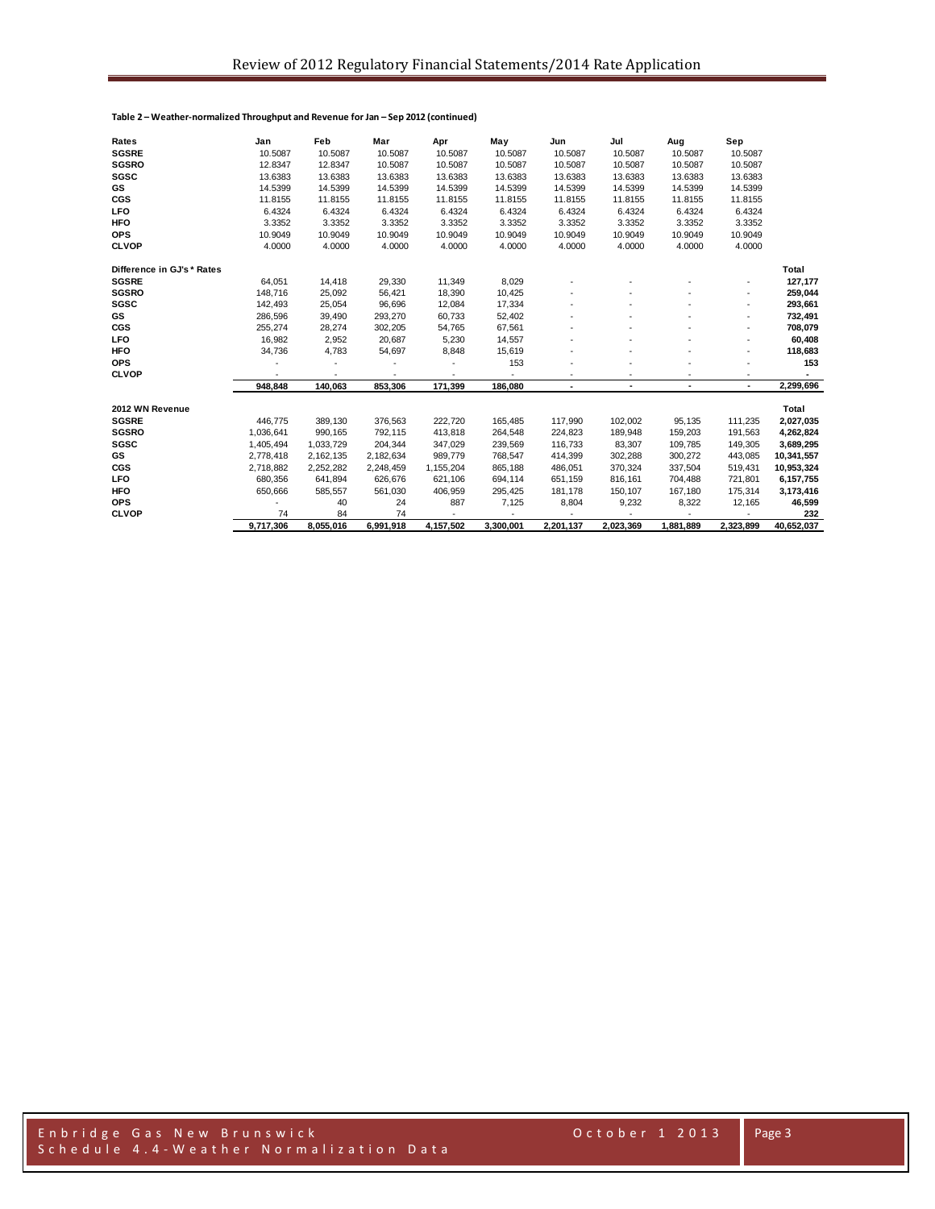**Table 2 – Weather-normalized Throughput and Revenue for Jan – Sep 2012 (continued)**

| Rates | Jan | Feb | Mar | Apr | May | Jun | Jul | Aug | Sep | |
|---|---|---|---|---|---|---|---|---|---|---|
| SGSRE | 10.5087 | 10.5087 | 10.5087 | 10.5087 | 10.5087 | 10.5087 | 10.5087 | 10.5087 | 10.5087 | |
| SGSRO | 12.8347 | 12.8347 | 10.5087 | 10.5087 | 10.5087 | 10.5087 | 10.5087 | 10.5087 | 10.5087 | |
| SGSC | 13.6383 | 13.6383 | 13.6383 | 13.6383 | 13.6383 | 13.6383 | 13.6383 | 13.6383 | 13.6383 | |
| GS | 14.5399 | 14.5399 | 14.5399 | 14.5399 | 14.5399 | 14.5399 | 14.5399 | 14.5399 | 14.5399 | |
| CGS | 11.8155 | 11.8155 | 11.8155 | 11.8155 | 11.8155 | 11.8155 | 11.8155 | 11.8155 | 11.8155 | |
| LFO | 6.4324 | 6.4324 | 6.4324 | 6.4324 | 6.4324 | 6.4324 | 6.4324 | 6.4324 | 6.4324 | |
| HFO | 3.3352 | 3.3352 | 3.3352 | 3.3352 | 3.3352 | 3.3352 | 3.3352 | 3.3352 | 3.3352 | |
| OPS | 10.9049 | 10.9049 | 10.9049 | 10.9049 | 10.9049 | 10.9049 | 10.9049 | 10.9049 | 10.9049 | |
| CLVOP | 4.0000 | 4.0000 | 4.0000 | 4.0000 | 4.0000 | 4.0000 | 4.0000 | 4.0000 | 4.0000 | |
| **Difference in GJ's * Rates** | | | | | | | | | | **Total** |
| SGSRE | 64,051 | 14,418 | 29,330 | 11,349 | 8,029 | - | - | - | - | 127,177 |
| SGSRO | 148,716 | 25,092 | 56,421 | 18,390 | 10,425 | - | - | - | - | 259,044 |
| SGSC | 142,493 | 25,054 | 96,696 | 12,084 | 17,334 | - | - | - | - | 293,661 |
| GS | 286,596 | 39,490 | 293,270 | 60,733 | 52,402 | - | - | - | - | 732,491 |
| CGS | 255,274 | 28,274 | 302,205 | 54,765 | 67,561 | - | - | - | - | 708,079 |
| LFO | 16,982 | 2,952 | 20,687 | 5,230 | 14,557 | - | - | - | - | 60,408 |
| HFO | 34,736 | 4,783 | 54,697 | 8,848 | 15,619 | - | - | - | - | 118,683 |
| OPS | - | - | - | - | 153 | - | - | - | - | 153 |
| CLVOP | - | - | - | - | - | - | - | - | - | - |
| | 948,848 | 140,063 | 853,306 | 171,399 | 186,080 | - | - | - | - | 2,299,696 |
| **2012 WN Revenue** | | | | | | | | | | **Total** |
| SGSRE | 446,775 | 389,130 | 376,563 | 222,720 | 165,485 | 117,990 | 102,002 | 95,135 | 111,235 | 2,027,035 |
| SGSRO | 1,036,641 | 990,165 | 792,115 | 413,818 | 264,548 | 224,823 | 189,948 | 159,203 | 191,563 | 4,262,824 |
| SGSC | 1,405,494 | 1,033,729 | 204,344 | 347,029 | 239,569 | 116,733 | 83,307 | 109,785 | 149,305 | 3,689,295 |
| GS | 2,778,418 | 2,162,135 | 2,182,634 | 989,779 | 768,547 | 414,399 | 302,288 | 300,272 | 443,085 | 10,341,557 |
| CGS | 2,718,882 | 2,252,282 | 2,248,459 | 1,155,204 | 865,188 | 486,051 | 370,324 | 337,504 | 519,431 | 10,953,324 |
| LFO | 680,356 | 641,894 | 626,676 | 621,106 | 694,114 | 651,159 | 816,161 | 704,488 | 721,801 | 6,157,755 |
| HFO | 650,666 | 585,557 | 561,030 | 406,959 | 295,425 | 181,178 | 150,107 | 167,180 | 175,314 | 3,173,416 |
| OPS | - | 40 | 24 | 887 | 7,125 | 8,804 | 9,232 | 8,322 | 12,165 | 46,599 |
| CLVOP | 74 | 84 | 74 | - | - | - | - | - | - | 232 |
| | 9,717,306 | 8,055,016 | 6,991,918 | 4,157,502 | 3,300,001 | 2,201,137 | 2,023,369 | 1,881,889 | 2,323,899 | 40,652,037 |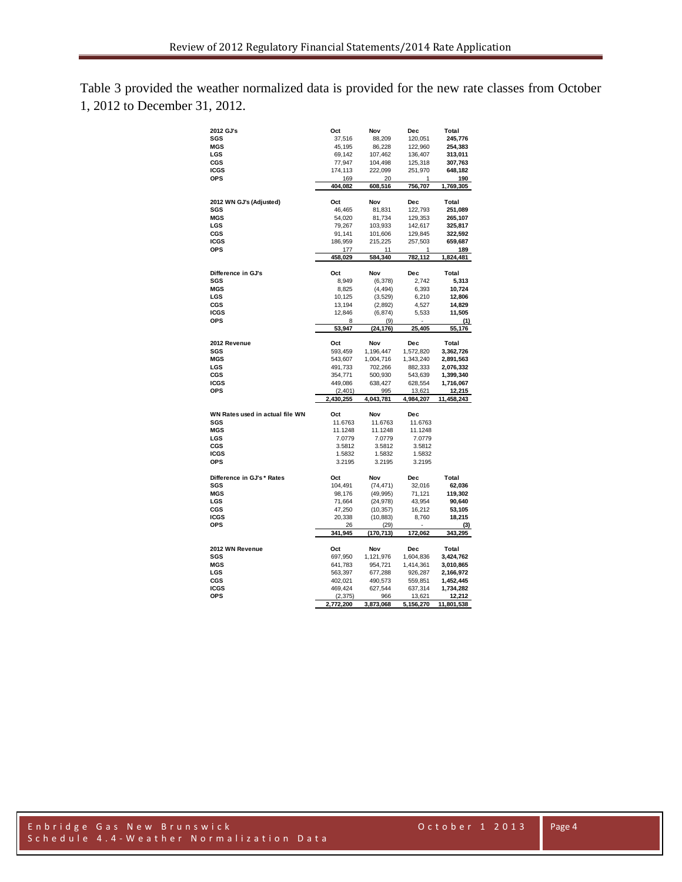Table 3 provided the weather normalized data is provided for the new rate classes from October 1, 2012 to December 31, 2012.

| 2012 GJ's | Oct | Nov | Dec | Total |
|---|---|---|---|---|
| SGS | 37,516 | 88,209 | 120,051 | 245,776 |
| MGS | 45,195 | 86,228 | 122,960 | 254,383 |
| LGS | 69,142 | 107,462 | 136,407 | 313,011 |
| CGS | 77,947 | 104,498 | 125,318 | 307,763 |
| ICGS | 174,113 | 222,099 | 251,970 | 648,182 |
| OPS | 169 | 20 | 1 | 190 |
| | 404,082 | 608,516 | 756,707 | 1,769,305 |

| 2012 WN GJ's (Adjusted) | Oct | Nov | Dec | Total |
|---|---|---|---|---|
| SGS | 46,465 | 81,831 | 122,793 | 251,089 |
| MGS | 54,020 | 81,734 | 129,353 | 265,107 |
| LGS | 79,267 | 103,933 | 142,617 | 325,817 |
| CGS | 91,141 | 101,606 | 129,845 | 322,592 |
| ICGS | 186,959 | 215,225 | 257,503 | 659,687 |
| OPS | 177 | 11 | 1 | 189 |
| | 458,029 | 584,340 | 782,112 | 1,824,481 |

| Difference in GJ's | Oct | Nov | Dec | Total |
|---|---|---|---|---|
| SGS | 8,949 | (6,378) | 2,742 | 5,313 |
| MGS | 8,825 | (4,494) | 6,393 | 10,724 |
| LGS | 10,125 | (3,529) | 6,210 | 12,806 |
| CGS | 13,194 | (2,892) | 4,527 | 14,829 |
| ICGS | 12,846 | (6,874) | 5,533 | 11,505 |
| OPS | 8 | (9) | - | (1) |
| | 53,947 | (24,176) | 25,405 | 55,176 |

| 2012 Revenue | Oct | Nov | Dec | Total |
|---|---|---|---|---|
| SGS | 593,459 | 1,196,447 | 1,572,820 | 3,362,726 |
| MGS | 543,607 | 1,004,716 | 1,343,240 | 2,891,563 |
| LGS | 491,733 | 702,266 | 882,333 | 2,076,332 |
| CGS | 354,771 | 500,930 | 543,639 | 1,399,340 |
| ICGS | 449,086 | 638,427 | 628,554 | 1,716,067 |
| OPS | (2,401) | 995 | 13,621 | 12,215 |
| | 2,430,255 | 4,043,781 | 4,984,207 | 11,458,243 |

| WN Rates used in actual file WN | Oct | Nov | Dec |
|---|---|---|---|
| SGS | 11.6763 | 11.6763 | 11.6763 |
| MGS | 11.1248 | 11.1248 | 11.1248 |
| LGS | 7.0779 | 7.0779 | 7.0779 |
| CGS | 3.5812 | 3.5812 | 3.5812 |
| ICGS | 1.5832 | 1.5832 | 1.5832 |
| OPS | 3.2195 | 3.2195 | 3.2195 |

| Difference in GJ's * Rates | Oct | Nov | Dec | Total |
|---|---|---|---|---|
| SGS | 104,491 | (74,471) | 32,016 | 62,036 |
| MGS | 98,176 | (49,995) | 71,121 | 119,302 |
| LGS | 71,664 | (24,978) | 43,954 | 90,640 |
| CGS | 47,250 | (10,357) | 16,212 | 53,105 |
| ICGS | 20,338 | (10,883) | 8,760 | 18,215 |
| OPS | 26 | (29) | - | (3) |
| | 341,945 | (170,713) | 172,062 | 343,295 |

| 2012 WN Revenue | Oct | Nov | Dec | Total |
|---|---|---|---|---|
| SGS | 697,950 | 1,121,976 | 1,604,836 | 3,424,762 |
| MGS | 641,783 | 954,721 | 1,414,361 | 3,010,865 |
| LGS | 563,397 | 677,288 | 926,287 | 2,166,972 |
| CGS | 402,021 | 490,573 | 559,851 | 1,452,445 |
| ICGS | 469,424 | 627,544 | 637,314 | 1,734,282 |
| OPS | (2,375) | 966 | 13,621 | 12,212 |
| | 2,772,200 | 3,873,068 | 5,156,270 | 11,801,538 |